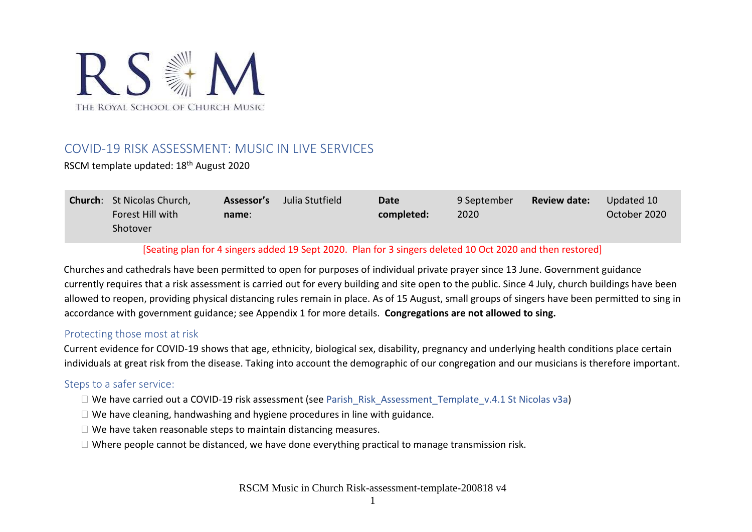RS M

THE ROYAL SCHOOL OF CHURCH MUSIC

# COVID-19 RISK ASSESSMENT: MUSIC IN LIVE SERVICES

RSCM template updated: 18th August 2020

| **Church**: | St Nicolas Church, Forest Hill with Shotover | **Assessor's name**: | Julia Stutfield | **Date completed:** | 9 September 2020 | **Review date:** | Updated 10 October 2020 |
|---|---|---|---|---|---|---|---|

[Seating plan for 4 singers added 19 Sept 2020. Plan for 3 singers deleted 10 Oct 2020 and then restored]

Churches and cathedrals have been permitted to open for purposes of individual private prayer since 13 June. Government guidance currently requires that a risk assessment is carried out for every building and site open to the public. Since 4 July, church buildings have been allowed to reopen, providing physical distancing rules remain in place. As of 15 August, small groups of singers have been permitted to sing in accordance with government guidance; see Appendix 1 for more details. **Congregations are not allowed to sing.**

## Protecting those most at risk

Current evidence for COVID-19 shows that age, ethnicity, biological sex, disability, pregnancy and underlying health conditions place certain individuals at great risk from the disease. Taking into account the demographic of our congregation and our musicians is therefore important.

## Steps to a safer service:

- ☐ We have carried out a COVID-19 risk assessment (see Parish_Risk_Assessment_Template_v.4.1 St Nicolas v3a)
- ☐ We have cleaning, handwashing and hygiene procedures in line with guidance.
- ☐ We have taken reasonable steps to maintain distancing measures.
- ☐ Where people cannot be distanced, we have done everything practical to manage transmission risk.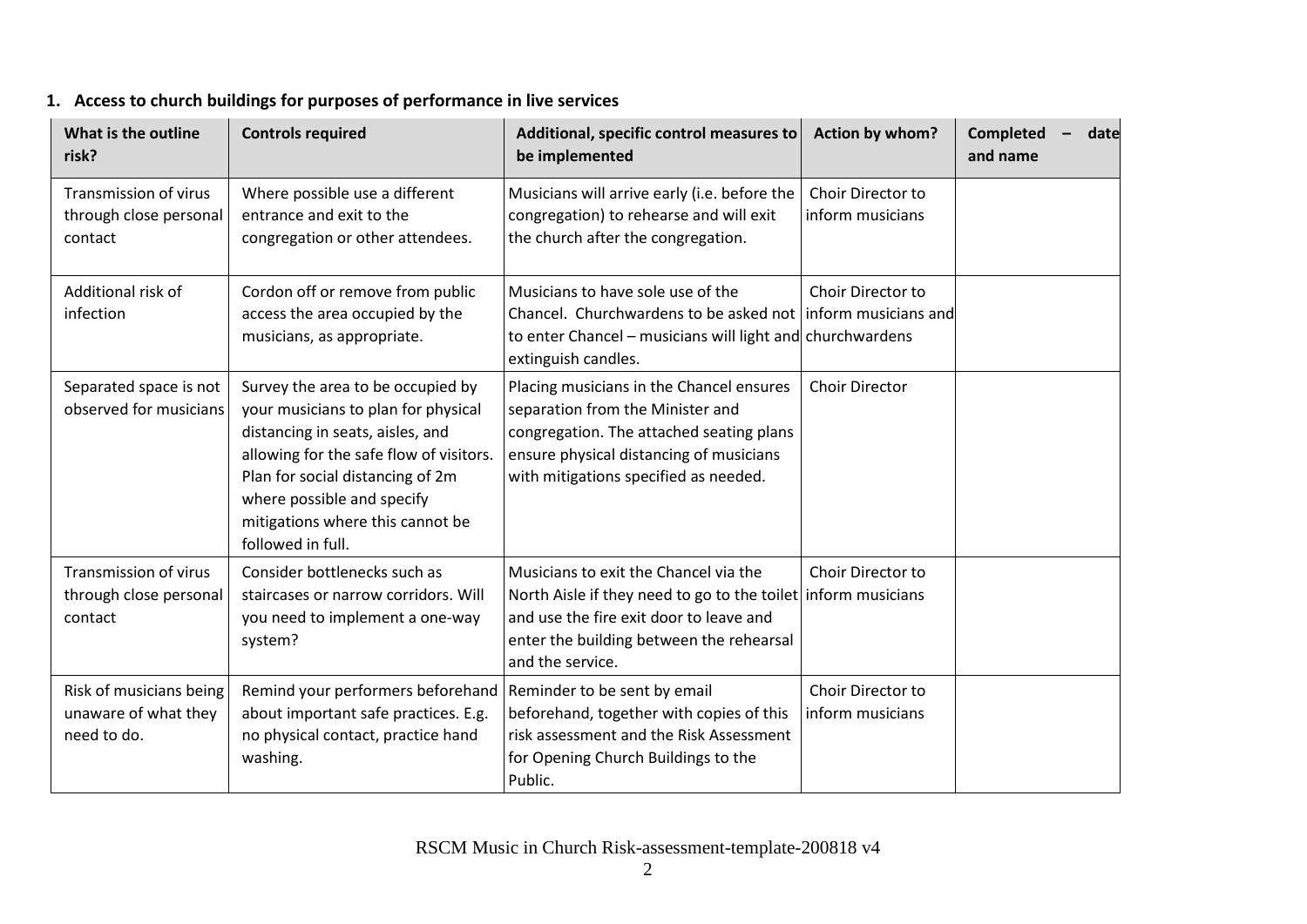## 1. Access to church buildings for purposes of performance in live services

| What is the outline risk? | Controls required | Additional, specific control measures to be implemented | Action by whom? | Completed – date and name |
|---|---|---|---|---|
| Transmission of virus through close personal contact | Where possible use a different entrance and exit to the congregation or other attendees. | Musicians will arrive early (i.e. before the congregation) to rehearse and will exit the church after the congregation. | Choir Director to inform musicians | |
| Additional risk of infection | Cordon off or remove from public access the area occupied by the musicians, as appropriate. | Musicians to have sole use of the Chancel. Churchwardens to be asked not to enter Chancel – musicians will light and extinguish candles. | Choir Director to inform musicians and churchwardens | |
| Separated space is not observed for musicians | Survey the area to be occupied by your musicians to plan for physical distancing in seats, aisles, and allowing for the safe flow of visitors. Plan for social distancing of 2m where possible and specify mitigations where this cannot be followed in full. | Placing musicians in the Chancel ensures separation from the Minister and congregation. The attached seating plans ensure physical distancing of musicians with mitigations specified as needed. | Choir Director | |
| Transmission of virus through close personal contact | Consider bottlenecks such as staircases or narrow corridors. Will you need to implement a one-way system? | Musicians to exit the Chancel via the North Aisle if they need to go to the toilet and use the fire exit door to leave and enter the building between the rehearsal and the service. | Choir Director to inform musicians | |
| Risk of musicians being unaware of what they need to do. | Remind your performers beforehand about important safe practices. E.g. no physical contact, practice hand washing. | Reminder to be sent by email beforehand, together with copies of this risk assessment and the Risk Assessment for Opening Church Buildings to the Public. | Choir Director to inform musicians | |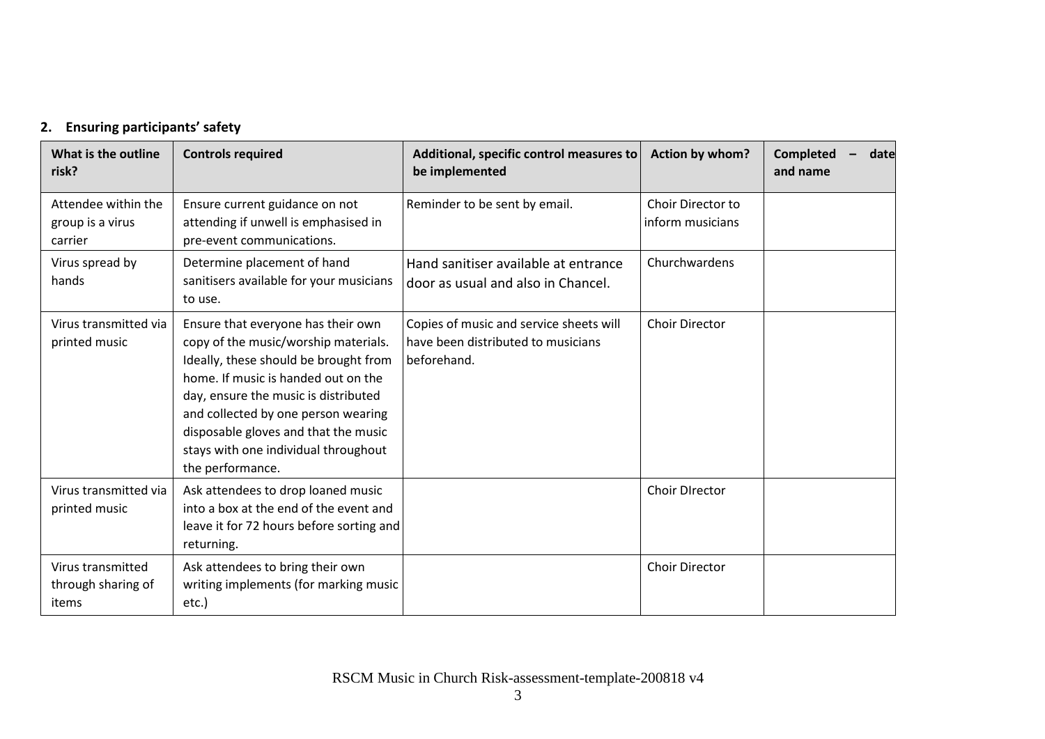## 2. Ensuring participants' safety

| What is the outline risk? | Controls required | Additional, specific control measures to be implemented | Action by whom? | Completed – date and name |
|---|---|---|---|---|
| Attendee within the group is a virus carrier | Ensure current guidance on not attending if unwell is emphasised in pre-event communications. | Reminder to be sent by email. | Choir Director to inform musicians | |
| Virus spread by hands | Determine placement of hand sanitisers available for your musicians to use. | Hand sanitiser available at entrance door as usual and also in Chancel. | Churchwardens | |
| Virus transmitted via printed music | Ensure that everyone has their own copy of the music/worship materials. Ideally, these should be brought from home. If music is handed out on the day, ensure the music is distributed and collected by one person wearing disposable gloves and that the music stays with one individual throughout the performance. | Copies of music and service sheets will have been distributed to musicians beforehand. | Choir Director | |
| Virus transmitted via printed music | Ask attendees to drop loaned music into a box at the end of the event and leave it for 72 hours before sorting and returning. | | Choir DIrector | |
| Virus transmitted through sharing of items | Ask attendees to bring their own writing implements (for marking music etc.) | | Choir Director | |

RSCM Music in Church Risk-assessment-template-200818 v4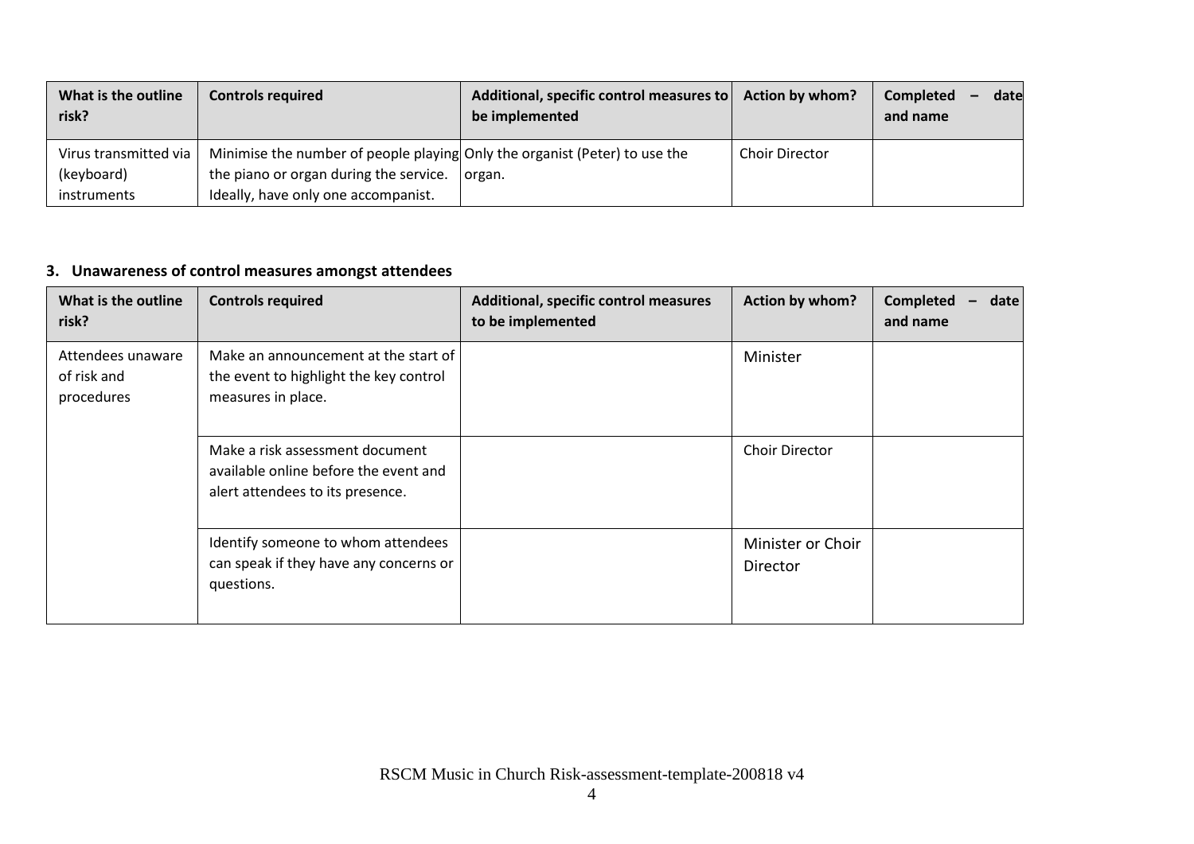| What is the outline risk? | Controls required | Additional, specific control measures to be implemented | Action by whom? | Completed – date and name |
|---|---|---|---|---|
| Virus transmitted via (keyboard) instruments | Minimise the number of people playing the piano or organ during the service. Ideally, have only one accompanist. | Only the organist (Peter) to use the organ. | Choir Director | |

### 3. Unawareness of control measures amongst attendees

| What is the outline risk? | Controls required | Additional, specific control measures to be implemented | Action by whom? | Completed – date and name |
|---|---|---|---|---|
| Attendees unaware of risk and procedures | Make an announcement at the start of the event to highlight the key control measures in place. | | Minister | |
| | Make a risk assessment document available online before the event and alert attendees to its presence. | | Choir Director | |
| | Identify someone to whom attendees can speak if they have any concerns or questions. | | Minister or Choir Director | |

RSCM Music in Church Risk-assessment-template-200818 v4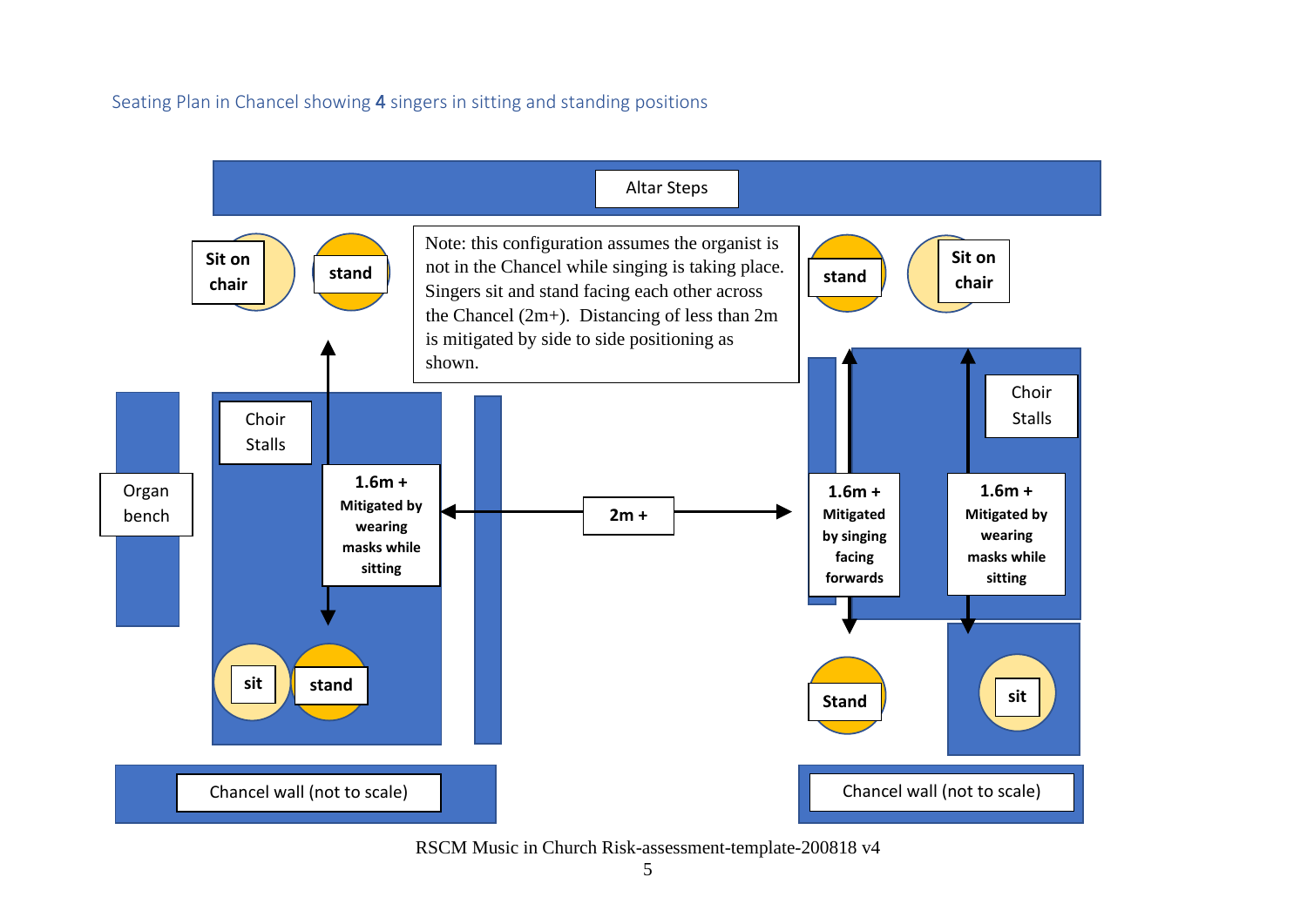Seating Plan in Chancel showing **4** singers in sitting and standing positions

Altar Steps

Sit on chair

stand

Note: this configuration assumes the organist is not in the Chancel while singing is taking place. Singers sit and stand facing each other across the Chancel (2m+). Distancing of less than 2m is mitigated by side to side positioning as shown.

stand

Sit on chair

Organ bench

Choir Stalls

**1.6m +**
**Mitigated by wearing masks while sitting**

**2m +**

**1.6m +**
**Mitigated by singing facing forwards**

**1.6m +**
**Mitigated by wearing masks while sitting**

Choir Stalls

sit

stand

Stand

sit

Chancel wall (not to scale)

Chancel wall (not to scale)

RSCM Music in Church Risk-assessment-template-200818 v4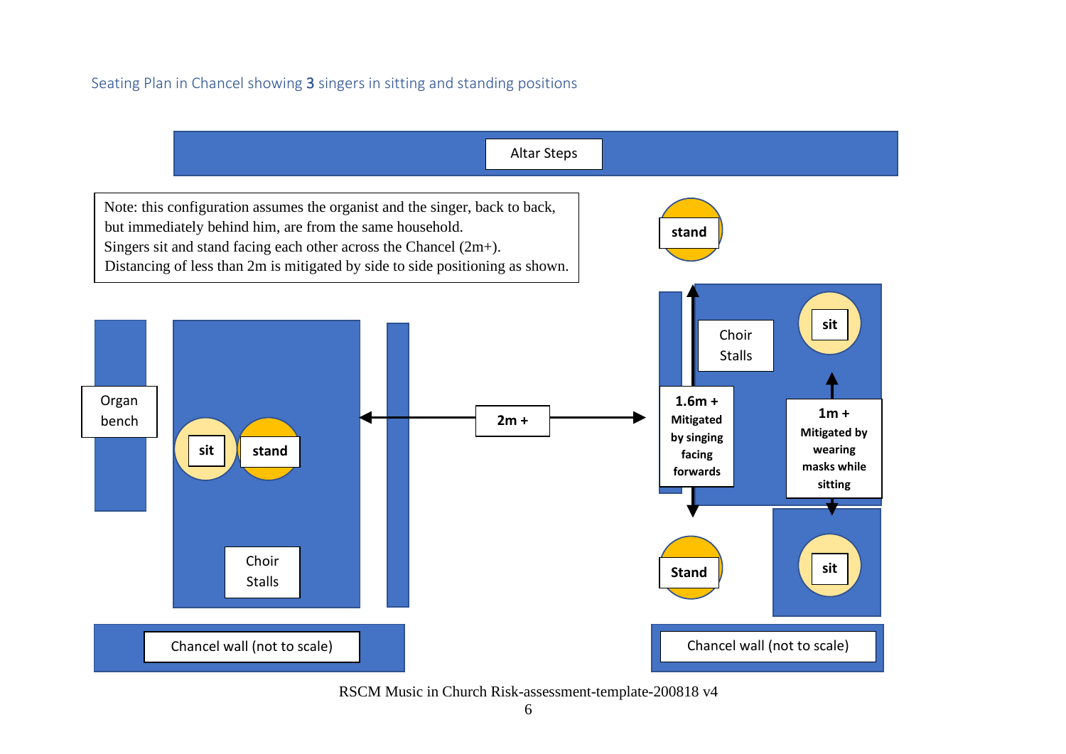Seating Plan in Chancel showing **3** singers in sitting and standing positions

Altar Steps

Note: this configuration assumes the organist and the singer, back to back, but immediately behind him, are from the same household.
Singers sit and stand facing each other across the Chancel (2m+).
Distancing of less than 2m is mitigated by side to side positioning as shown.

stand

Choir Stalls

sit

Organ bench

sit

stand

**2m +**

**1.6m +**
**Mitigated by singing facing forwards**

**1m +**
**Mitigated by wearing masks while sitting**

Choir Stalls

Stand

sit

Chancel wall (not to scale)

Chancel wall (not to scale)

RSCM Music in Church Risk-assessment-template-200818 v4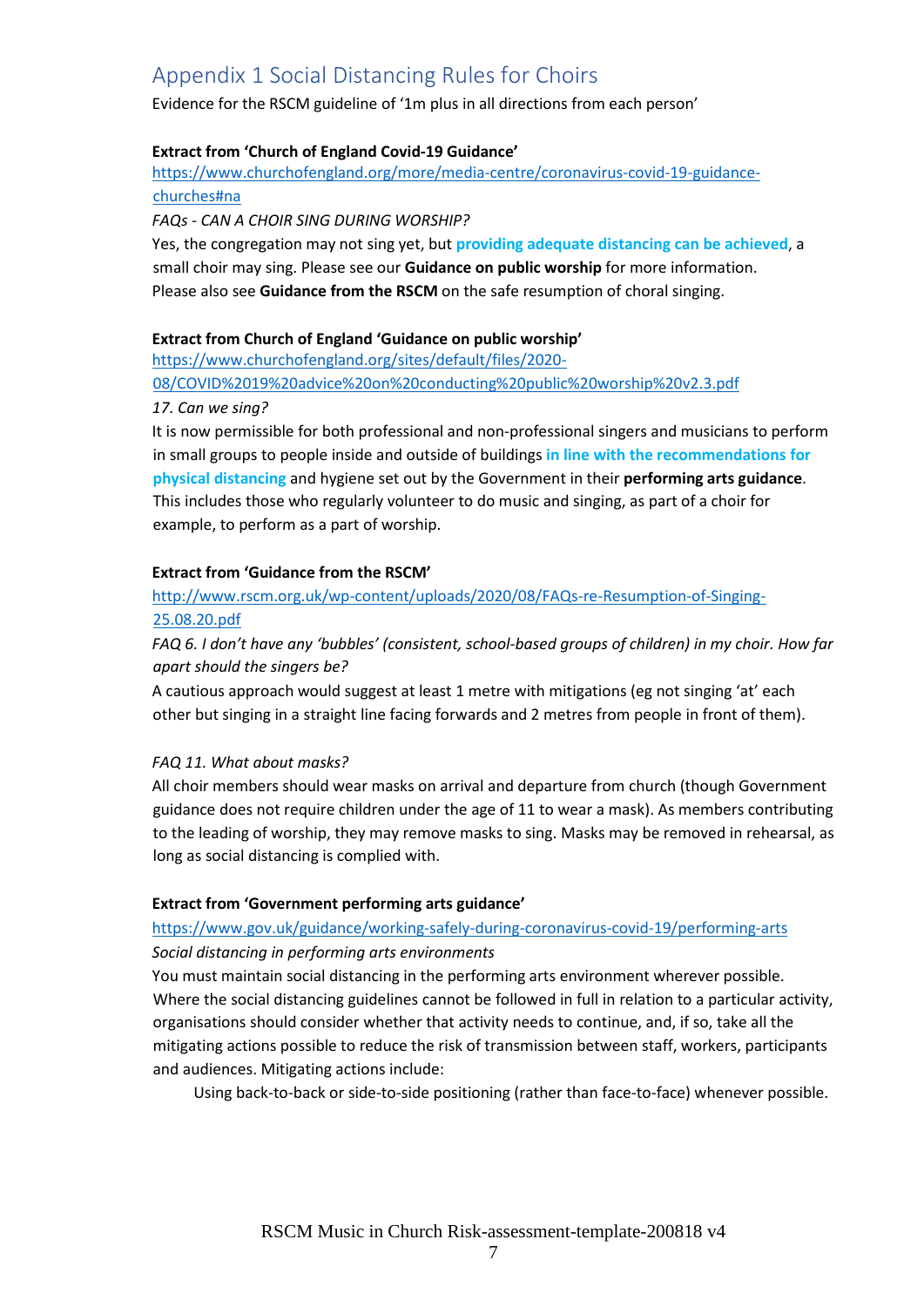# Appendix 1 Social Distancing Rules for Choirs

Evidence for the RSCM guideline of '1m plus in all directions from each person'

**Extract from 'Church of England Covid-19 Guidance'**

https://www.churchofengland.org/more/media-centre/coronavirus-covid-19-guidance-churches#na

*FAQs - CAN A CHOIR SING DURING WORSHIP?*

Yes, the congregation may not sing yet, but **providing adequate distancing can be achieved**, a small choir may sing. Please see our **Guidance on public worship** for more information. Please also see **Guidance from the RSCM** on the safe resumption of choral singing.

**Extract from Church of England 'Guidance on public worship'**

https://www.churchofengland.org/sites/default/files/2020-08/COVID%2019%20advice%20on%20conducting%20public%20worship%20v2.3.pdf

*17. Can we sing?*

It is now permissible for both professional and non-professional singers and musicians to perform in small groups to people inside and outside of buildings **in line with the recommendations for physical distancing** and hygiene set out by the Government in their **performing arts guidance**. This includes those who regularly volunteer to do music and singing, as part of a choir for example, to perform as a part of worship.

**Extract from 'Guidance from the RSCM'**

http://www.rscm.org.uk/wp-content/uploads/2020/08/FAQs-re-Resumption-of-Singing-25.08.20.pdf

*FAQ 6. I don't have any 'bubbles' (consistent, school-based groups of children) in my choir. How far apart should the singers be?*

A cautious approach would suggest at least 1 metre with mitigations (eg not singing 'at' each other but singing in a straight line facing forwards and 2 metres from people in front of them).

*FAQ 11. What about masks?*

All choir members should wear masks on arrival and departure from church (though Government guidance does not require children under the age of 11 to wear a mask). As members contributing to the leading of worship, they may remove masks to sing. Masks may be removed in rehearsal, as long as social distancing is complied with.

**Extract from 'Government performing arts guidance'**

https://www.gov.uk/guidance/working-safely-during-coronavirus-covid-19/performing-arts

*Social distancing in performing arts environments*

You must maintain social distancing in the performing arts environment wherever possible. Where the social distancing guidelines cannot be followed in full in relation to a particular activity, organisations should consider whether that activity needs to continue, and, if so, take all the mitigating actions possible to reduce the risk of transmission between staff, workers, participants and audiences. Mitigating actions include:

Using back-to-back or side-to-side positioning (rather than face-to-face) whenever possible.